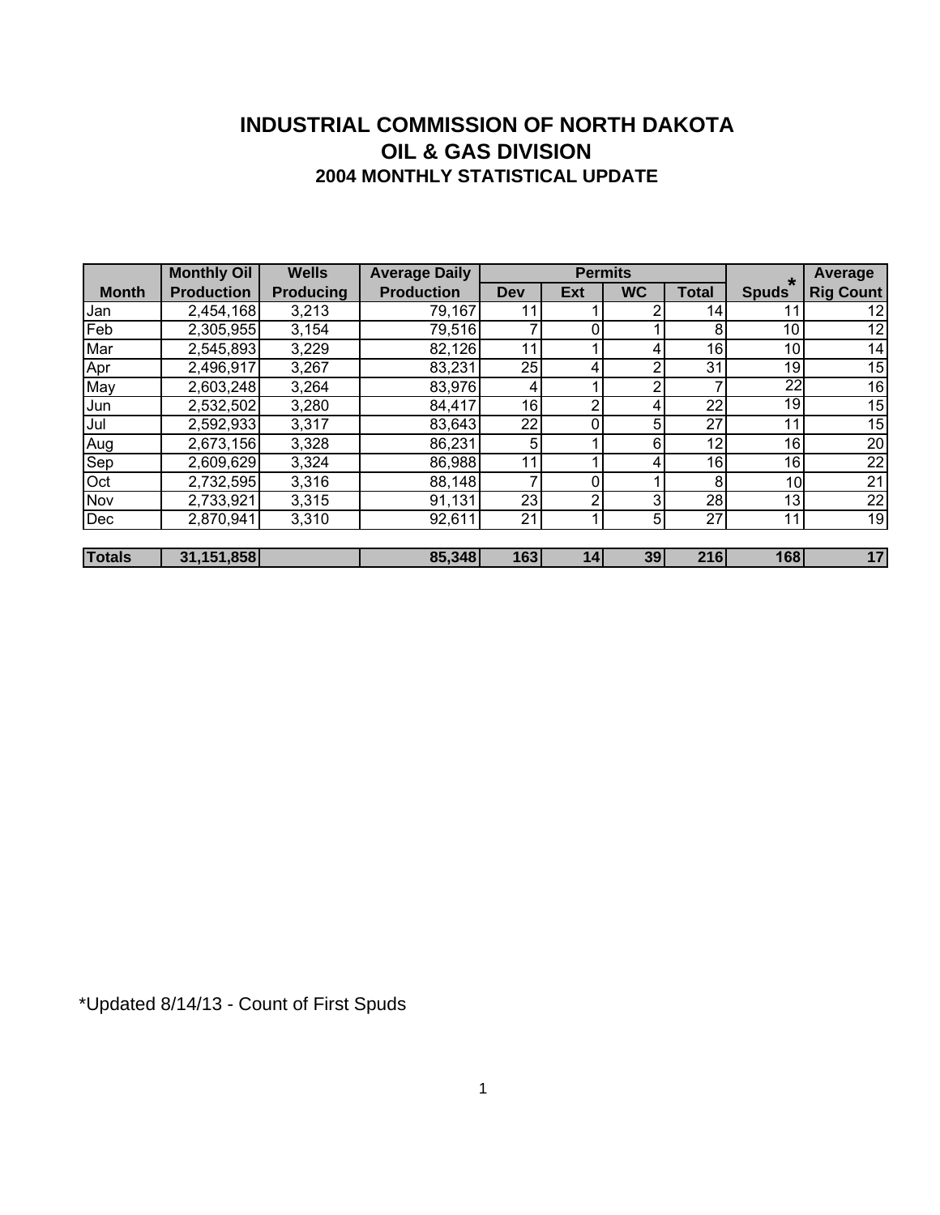# INDUSTRIAL COMMISSION OF NORTH DAKOTA
## OIL & GAS DIVISION
### 2004 MONTHLY STATISTICAL UPDATE

| Month | Monthly Oil Production | Wells Producing | Average Daily Production | Permits | | | | Spuds* | Average Rig Count |
|---|---|---|---|---|---|---|---|---|---|
| | | | | Dev | Ext | WC | Total | | |
| Jan | 2,454,168 | 3,213 | 79,167 | 11 | 1 | 2 | 14 | 11 | 12 |
| Feb | 2,305,955 | 3,154 | 79,516 | 7 | 0 | 1 | 8 | 10 | 12 |
| Mar | 2,545,893 | 3,229 | 82,126 | 11 | 1 | 4 | 16 | 10 | 14 |
| Apr | 2,496,917 | 3,267 | 83,231 | 25 | 4 | 2 | 31 | 19 | 15 |
| May | 2,603,248 | 3,264 | 83,976 | 4 | 1 | 2 | 7 | 22 | 16 |
| Jun | 2,532,502 | 3,280 | 84,417 | 16 | 2 | 4 | 22 | 19 | 15 |
| Jul | 2,592,933 | 3,317 | 83,643 | 22 | 0 | 5 | 27 | 11 | 15 |
| Aug | 2,673,156 | 3,328 | 86,231 | 5 | 1 | 6 | 12 | 16 | 20 |
| Sep | 2,609,629 | 3,324 | 86,988 | 11 | 1 | 4 | 16 | 16 | 22 |
| Oct | 2,732,595 | 3,316 | 88,148 | 7 | 0 | 1 | 8 | 10 | 21 |
| Nov | 2,733,921 | 3,315 | 91,131 | 23 | 2 | 3 | 28 | 13 | 22 |
| Dec | 2,870,941 | 3,310 | 92,611 | 21 | 1 | 5 | 27 | 11 | 19 |
| **Totals** | **31,151,858** | | **85,348** | **163** | **14** | **39** | **216** | **168** | **17** |

*Updated 8/14/13 - Count of First Spuds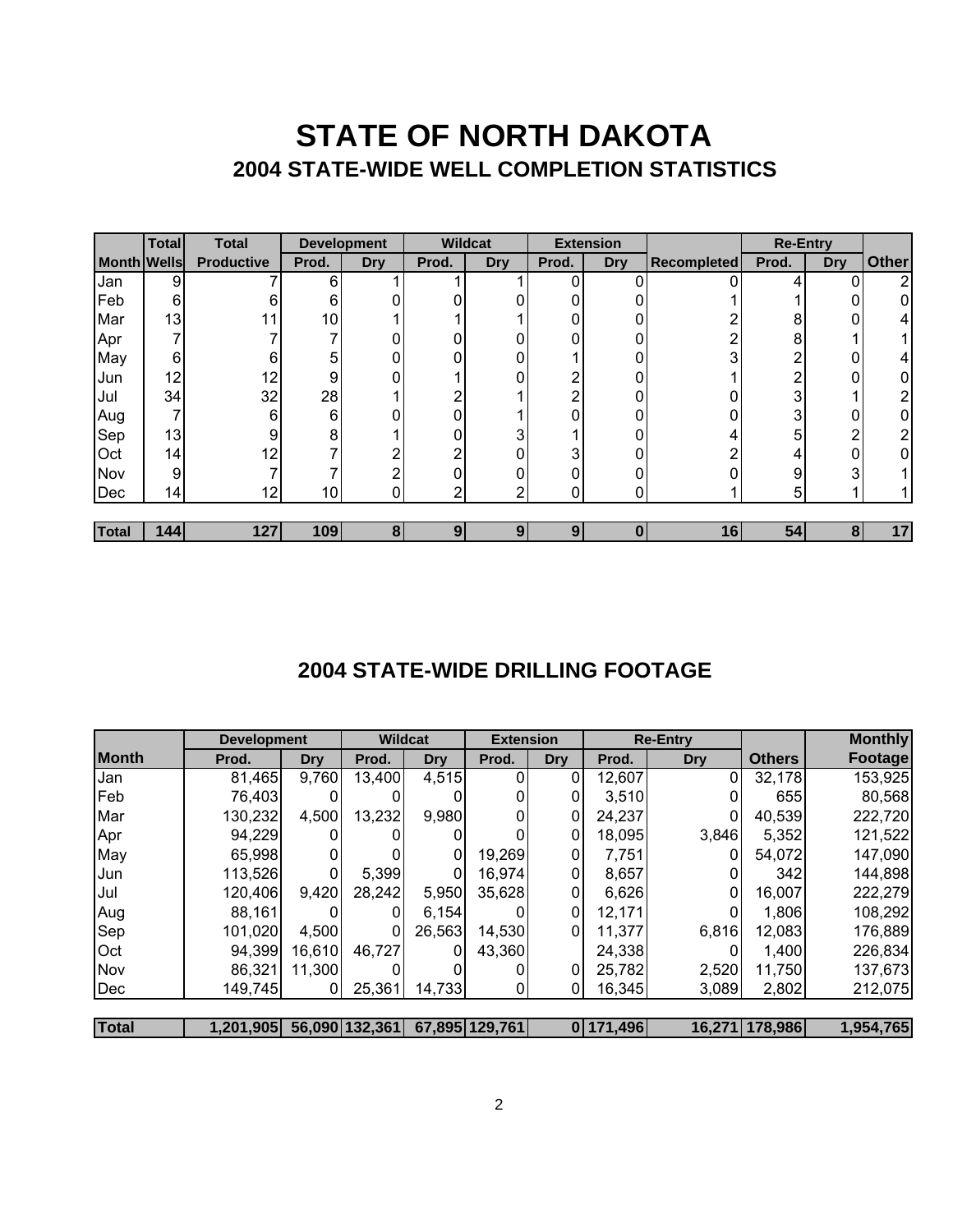# STATE OF NORTH DAKOTA

## 2004 STATE-WIDE WELL COMPLETION STATISTICS

| | Total | Total | Development | | Wildcat | | Extension | | | Re-Entry | | |
|---|---|---|---|---|---|---|---|---|---|---|---|---|
| Month | Wells | Productive | Prod. | Dry | Prod. | Dry | Prod. | Dry | Recompleted | Prod. | Dry | Other |
| Jan | 9 | 7 | 6 | 1 | 1 | 1 | 0 | 0 | 0 | 4 | 0 | 2 |
| Feb | 6 | 6 | 6 | 0 | 0 | 0 | 0 | 0 | 1 | 1 | 0 | 0 |
| Mar | 13 | 11 | 10 | 1 | 1 | 1 | 0 | 0 | 2 | 8 | 0 | 4 |
| Apr | 7 | 7 | 7 | 0 | 0 | 0 | 0 | 0 | 2 | 8 | 1 | 1 |
| May | 6 | 6 | 5 | 0 | 0 | 0 | 1 | 0 | 3 | 2 | 0 | 4 |
| Jun | 12 | 12 | 9 | 0 | 1 | 0 | 2 | 0 | 1 | 2 | 0 | 0 |
| Jul | 34 | 32 | 28 | 1 | 2 | 1 | 2 | 0 | 0 | 3 | 1 | 2 |
| Aug | 7 | 6 | 6 | 0 | 0 | 1 | 0 | 0 | 0 | 3 | 0 | 0 |
| Sep | 13 | 9 | 8 | 1 | 0 | 3 | 1 | 0 | 4 | 5 | 2 | 2 |
| Oct | 14 | 12 | 7 | 2 | 2 | 0 | 3 | 0 | 2 | 4 | 0 | 0 |
| Nov | 9 | 7 | 7 | 2 | 0 | 0 | 0 | 0 | 0 | 9 | 3 | 1 |
| Dec | 14 | 12 | 10 | 0 | 2 | 2 | 0 | 0 | 1 | 5 | 1 | 1 |
| **Total** | **144** | **127** | **109** | **8** | **9** | **9** | **9** | **0** | **16** | **54** | **8** | **17** |

## 2004 STATE-WIDE DRILLING FOOTAGE

| | Development | | Wildcat | | Extension | | Re-Entry | | | Monthly |
|---|---|---|---|---|---|---|---|---|---|---|
| Month | Prod. | Dry | Prod. | Dry | Prod. | Dry | Prod. | Dry | Others | Footage |
| Jan | 81,465 | 9,760 | 13,400 | 4,515 | 0 | 0 | 12,607 | 0 | 32,178 | 153,925 |
| Feb | 76,403 | 0 | 0 | 0 | 0 | 0 | 3,510 | 0 | 655 | 80,568 |
| Mar | 130,232 | 4,500 | 13,232 | 9,980 | 0 | 0 | 24,237 | 0 | 40,539 | 222,720 |
| Apr | 94,229 | 0 | 0 | 0 | 0 | 0 | 18,095 | 3,846 | 5,352 | 121,522 |
| May | 65,998 | 0 | 0 | 0 | 19,269 | 0 | 7,751 | 0 | 54,072 | 147,090 |
| Jun | 113,526 | 0 | 5,399 | 0 | 16,974 | 0 | 8,657 | 0 | 342 | 144,898 |
| Jul | 120,406 | 9,420 | 28,242 | 5,950 | 35,628 | 0 | 6,626 | 0 | 16,007 | 222,279 |
| Aug | 88,161 | 0 | 0 | 6,154 | 0 | 0 | 12,171 | 0 | 1,806 | 108,292 |
| Sep | 101,020 | 4,500 | 0 | 26,563 | 14,530 | 0 | 11,377 | 6,816 | 12,083 | 176,889 |
| Oct | 94,399 | 16,610 | 46,727 | 0 | 43,360 | | 24,338 | 0 | 1,400 | 226,834 |
| Nov | 86,321 | 11,300 | 0 | 0 | 0 | 0 | 25,782 | 2,520 | 11,750 | 137,673 |
| Dec | 149,745 | 0 | 25,361 | 14,733 | 0 | 0 | 16,345 | 3,089 | 2,802 | 212,075 |
| **Total** | **1,201,905** | **56,090** | **132,361** | **67,895** | **129,761** | **0** | **171,496** | **16,271** | **178,986** | **1,954,765** |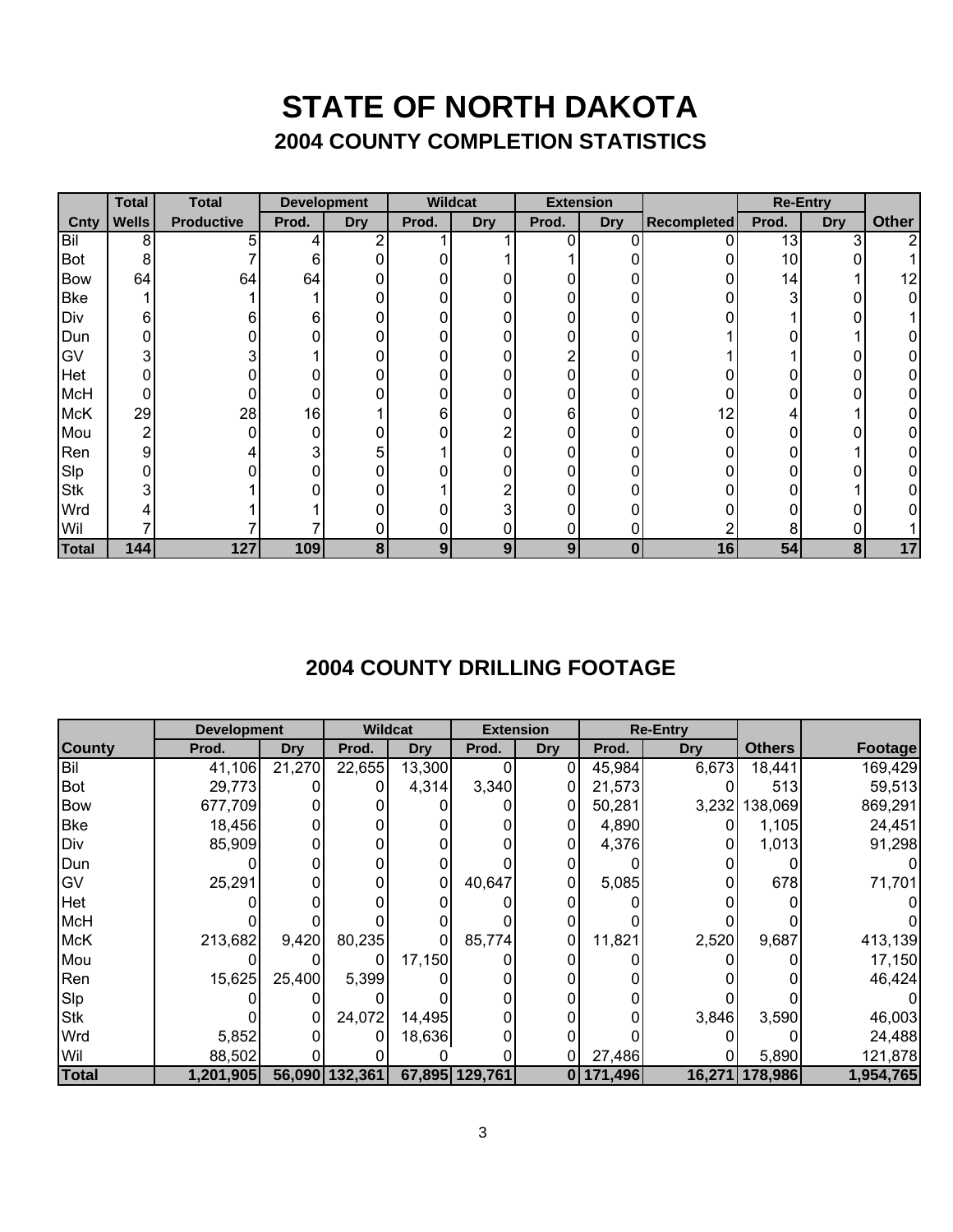# STATE OF NORTH DAKOTA

## 2004 COUNTY COMPLETION STATISTICS

| | Total | Total | Development | | Wildcat | | Extension | | | Re-Entry | | |
|---|---|---|---|---|---|---|---|---|---|---|---|---|
| Cnty | Wells | Productive | Prod. | Dry | Prod. | Dry | Prod. | Dry | Recompleted | Prod. | Dry | Other |
| Bil | 8 | 5 | 4 | 2 | 1 | 1 | 0 | 0 | 0 | 13 | 3 | 2 |
| Bot | 8 | 7 | 6 | 0 | 0 | 1 | 1 | 0 | 0 | 10 | 0 | 1 |
| Bow | 64 | 64 | 64 | 0 | 0 | 0 | 0 | 0 | 0 | 14 | 1 | 12 |
| Bke | 1 | 1 | 1 | 0 | 0 | 0 | 0 | 0 | 0 | 3 | 0 | 0 |
| Div | 6 | 6 | 6 | 0 | 0 | 0 | 0 | 0 | 0 | 1 | 0 | 1 |
| Dun | 0 | 0 | 0 | 0 | 0 | 0 | 0 | 0 | 1 | 0 | 1 | 0 |
| GV | 3 | 3 | 1 | 0 | 0 | 0 | 2 | 0 | 1 | 1 | 0 | 0 |
| Het | 0 | 0 | 0 | 0 | 0 | 0 | 0 | 0 | 0 | 0 | 0 | 0 |
| McH | 0 | 0 | 0 | 0 | 0 | 0 | 0 | 0 | 0 | 0 | 0 | 0 |
| McK | 29 | 28 | 16 | 1 | 6 | 0 | 6 | 0 | 12 | 4 | 1 | 0 |
| Mou | 2 | 0 | 0 | 0 | 0 | 2 | 0 | 0 | 0 | 0 | 0 | 0 |
| Ren | 9 | 4 | 3 | 5 | 1 | 0 | 0 | 0 | 0 | 0 | 1 | 0 |
| Slp | 0 | 0 | 0 | 0 | 0 | 0 | 0 | 0 | 0 | 0 | 0 | 0 |
| Stk | 3 | 1 | 0 | 0 | 1 | 2 | 0 | 0 | 0 | 0 | 1 | 0 |
| Wrd | 4 | 1 | 1 | 0 | 0 | 3 | 0 | 0 | 0 | 0 | 0 | 0 |
| Wil | 7 | 7 | 7 | 0 | 0 | 0 | 0 | 0 | 2 | 8 | 0 | 1 |
| **Total** | **144** | **127** | **109** | **8** | **9** | **9** | **9** | **0** | **16** | **54** | **8** | **17** |

## 2004 COUNTY DRILLING FOOTAGE

| | Development | | Wildcat | | Extension | | Re-Entry | | | |
|---|---|---|---|---|---|---|---|---|---|---|
| County | Prod. | Dry | Prod. | Dry | Prod. | Dry | Prod. | Dry | Others | Footage |
| Bil | 41,106 | 21,270 | 22,655 | 13,300 | 0 | 0 | 45,984 | 6,673 | 18,441 | 169,429 |
| Bot | 29,773 | 0 | 0 | 4,314 | 3,340 | 0 | 21,573 | 0 | 513 | 59,513 |
| Bow | 677,709 | 0 | 0 | 0 | 0 | 0 | 50,281 | 3,232 | 138,069 | 869,291 |
| Bke | 18,456 | 0 | 0 | 0 | 0 | 0 | 4,890 | 0 | 1,105 | 24,451 |
| Div | 85,909 | 0 | 0 | 0 | 0 | 0 | 4,376 | 0 | 1,013 | 91,298 |
| Dun | 0 | 0 | 0 | 0 | 0 | 0 | 0 | 0 | 0 | 0 |
| GV | 25,291 | 0 | 0 | 0 | 40,647 | 0 | 5,085 | 0 | 678 | 71,701 |
| Het | 0 | 0 | 0 | 0 | 0 | 0 | 0 | 0 | 0 | 0 |
| McH | 0 | 0 | 0 | 0 | 0 | 0 | 0 | 0 | 0 | 0 |
| McK | 213,682 | 9,420 | 80,235 | 0 | 85,774 | 0 | 11,821 | 2,520 | 9,687 | 413,139 |
| Mou | 0 | 0 | 0 | 17,150 | 0 | 0 | 0 | 0 | 0 | 17,150 |
| Ren | 15,625 | 25,400 | 5,399 | 0 | 0 | 0 | 0 | 0 | 0 | 46,424 |
| Slp | 0 | 0 | 0 | 0 | 0 | 0 | 0 | 0 | 0 | 0 |
| Stk | 0 | 0 | 24,072 | 14,495 | 0 | 0 | 0 | 3,846 | 3,590 | 46,003 |
| Wrd | 5,852 | 0 | 0 | 18,636 | 0 | 0 | 0 | 0 | 0 | 24,488 |
| Wil | 88,502 | 0 | 0 | 0 | 0 | 0 | 27,486 | 0 | 5,890 | 121,878 |
| **Total** | **1,201,905** | **56,090** | **132,361** | **67,895** | **129,761** | **0** | **171,496** | **16,271** | **178,986** | **1,954,765** |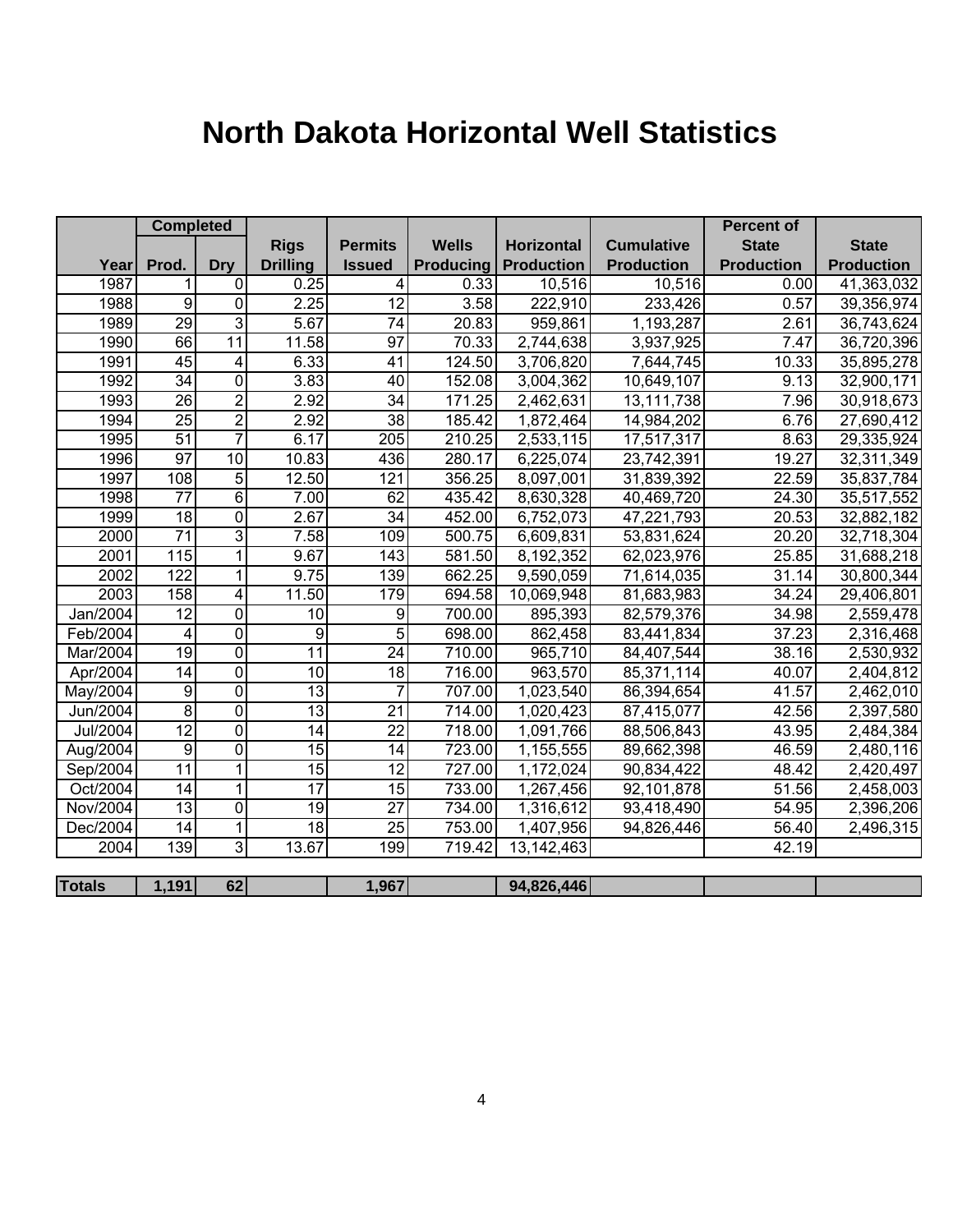# North Dakota Horizontal Well Statistics

| | Completed | | | | | | | Percent of | |
|---|---|---|---|---|---|---|---|---|---|
| Year | Prod. | Dry | Rigs Drilling | Permits Issued | Wells Producing | Horizontal Production | Cumulative Production | State Production | State Production |
| 1987 | 1 | 0 | 0.25 | 4 | 0.33 | 10,516 | 10,516 | 0.00 | 41,363,032 |
| 1988 | 9 | 0 | 2.25 | 12 | 3.58 | 222,910 | 233,426 | 0.57 | 39,356,974 |
| 1989 | 29 | 3 | 5.67 | 74 | 20.83 | 959,861 | 1,193,287 | 2.61 | 36,743,624 |
| 1990 | 66 | 11 | 11.58 | 97 | 70.33 | 2,744,638 | 3,937,925 | 7.47 | 36,720,396 |
| 1991 | 45 | 4 | 6.33 | 41 | 124.50 | 3,706,820 | 7,644,745 | 10.33 | 35,895,278 |
| 1992 | 34 | 0 | 3.83 | 40 | 152.08 | 3,004,362 | 10,649,107 | 9.13 | 32,900,171 |
| 1993 | 26 | 2 | 2.92 | 34 | 171.25 | 2,462,631 | 13,111,738 | 7.96 | 30,918,673 |
| 1994 | 25 | 2 | 2.92 | 38 | 185.42 | 1,872,464 | 14,984,202 | 6.76 | 27,690,412 |
| 1995 | 51 | 7 | 6.17 | 205 | 210.25 | 2,533,115 | 17,517,317 | 8.63 | 29,335,924 |
| 1996 | 97 | 10 | 10.83 | 436 | 280.17 | 6,225,074 | 23,742,391 | 19.27 | 32,311,349 |
| 1997 | 108 | 5 | 12.50 | 121 | 356.25 | 8,097,001 | 31,839,392 | 22.59 | 35,837,784 |
| 1998 | 77 | 6 | 7.00 | 62 | 435.42 | 8,630,328 | 40,469,720 | 24.30 | 35,517,552 |
| 1999 | 18 | 0 | 2.67 | 34 | 452.00 | 6,752,073 | 47,221,793 | 20.53 | 32,882,182 |
| 2000 | 71 | 3 | 7.58 | 109 | 500.75 | 6,609,831 | 53,831,624 | 20.20 | 32,718,304 |
| 2001 | 115 | 1 | 9.67 | 143 | 581.50 | 8,192,352 | 62,023,976 | 25.85 | 31,688,218 |
| 2002 | 122 | 1 | 9.75 | 139 | 662.25 | 9,590,059 | 71,614,035 | 31.14 | 30,800,344 |
| 2003 | 158 | 4 | 11.50 | 179 | 694.58 | 10,069,948 | 81,683,983 | 34.24 | 29,406,801 |
| Jan/2004 | 12 | 0 | 10 | 9 | 700.00 | 895,393 | 82,579,376 | 34.98 | 2,559,478 |
| Feb/2004 | 4 | 0 | 9 | 5 | 698.00 | 862,458 | 83,441,834 | 37.23 | 2,316,468 |
| Mar/2004 | 19 | 0 | 11 | 24 | 710.00 | 965,710 | 84,407,544 | 38.16 | 2,530,932 |
| Apr/2004 | 14 | 0 | 10 | 18 | 716.00 | 963,570 | 85,371,114 | 40.07 | 2,404,812 |
| May/2004 | 9 | 0 | 13 | 7 | 707.00 | 1,023,540 | 86,394,654 | 41.57 | 2,462,010 |
| Jun/2004 | 8 | 0 | 13 | 21 | 714.00 | 1,020,423 | 87,415,077 | 42.56 | 2,397,580 |
| Jul/2004 | 12 | 0 | 14 | 22 | 718.00 | 1,091,766 | 88,506,843 | 43.95 | 2,484,384 |
| Aug/2004 | 9 | 0 | 15 | 14 | 723.00 | 1,155,555 | 89,662,398 | 46.59 | 2,480,116 |
| Sep/2004 | 11 | 1 | 15 | 12 | 727.00 | 1,172,024 | 90,834,422 | 48.42 | 2,420,497 |
| Oct/2004 | 14 | 1 | 17 | 15 | 733.00 | 1,267,456 | 92,101,878 | 51.56 | 2,458,003 |
| Nov/2004 | 13 | 0 | 19 | 27 | 734.00 | 1,316,612 | 93,418,490 | 54.95 | 2,396,206 |
| Dec/2004 | 14 | 1 | 18 | 25 | 753.00 | 1,407,956 | 94,826,446 | 56.40 | 2,496,315 |
| 2004 | 139 | 3 | 13.67 | 199 | 719.42 | 13,142,463 | | 42.19 | |
| **Totals** | **1,191** | **62** | | **1,967** | | **94,826,446** | | | |